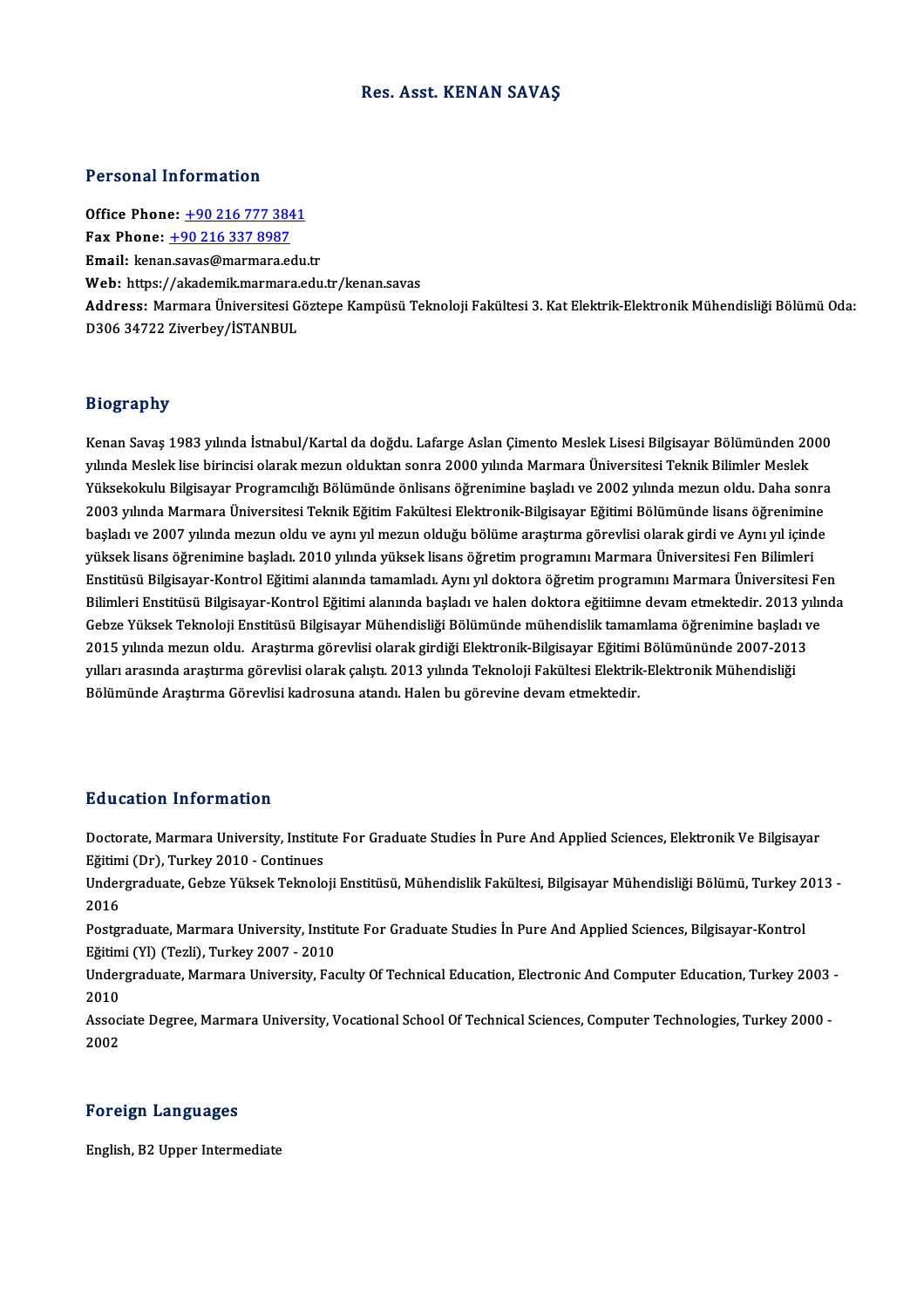# Res. Asst. KENAN SAVAŞ

## Personal Information

**Office Phone:** +90 216 777 3841
**Fax Phone:** +90 216 337 8987
**Email:** kenan.savas@marmara.edu.tr
**Web:** https://akademik.marmara.edu.tr/kenan.savas
**Address:** Marmara Üniversitesi Göztepe Kampüsü Teknoloji Fakültesi 3. Kat Elektrik-Elektronik Mühendisliği Bölümü Oda: D306 34722 Ziverbey/İSTANBUL

## Biography

Kenan Savaş 1983 yılında İstnabul/Kartal da doğdu. Lafarge Aslan Çimento Meslek Lisesi Bilgisayar Bölümünden 2000 yılında Meslek lise birincisi olarak mezun olduktan sonra 2000 yılında Marmara Üniversitesi Teknik Bilimler Meslek Yüksekokulu Bilgisayar Programcılığı Bölümünde önlisans öğrenimine başladı ve 2002 yılında mezun oldu. Daha sonra 2003 yılında Marmara Üniversitesi Teknik Eğitim Fakültesi Elektronik-Bilgisayar Eğitimi Bölümünde lisans öğrenimine başladı ve 2007 yılında mezun oldu ve aynı yıl mezun olduğu bölüme araştırma görevlisi olarak girdi ve Aynı yıl içinde yüksek lisans öğrenimine başladı. 2010 yılında yüksek lisans öğretim programını Marmara Üniversitesi Fen Bilimleri Enstitüsü Bilgisayar-Kontrol Eğitimi alanında tamamladı. Aynı yıl doktora öğretim programını Marmara Üniversitesi Fen Bilimleri Enstitüsü Bilgisayar-Kontrol Eğitimi alanında başladı ve halen doktora eğitiimne devam etmektedir. 2013 yılında Gebze Yüksek Teknoloji Enstitüsü Bilgisayar Mühendisliği Bölümünde mühendislik tamamlama öğrenimine başladı ve 2015 yılında mezun oldu. Araştırma görevlisi olarak girdiği Elektronik-Bilgisayar Eğitimi Bölümününde 2007-2013 yılları arasında araştırma görevlisi olarak çalıştı. 2013 yılında Teknoloji Fakültesi Elektrik-Elektronik Mühendisliği Bölümünde Araştırma Görevlisi kadrosuna atandı. Halen bu görevine devam etmektedir.

## Education Information

Doctorate, Marmara University, Institute For Graduate Studies İn Pure And Applied Sciences, Elektronik Ve Bilgisayar Eğitimi (Dr), Turkey 2010 - Continues

Undergraduate, Gebze Yüksek Teknoloji Enstitüsü, Mühendislik Fakültesi, Bilgisayar Mühendisliği Bölümü, Turkey 2013 - 2016

Postgraduate, Marmara University, Institute For Graduate Studies İn Pure And Applied Sciences, Bilgisayar-Kontrol Eğitimi (Yl) (Tezli), Turkey 2007 - 2010

Undergraduate, Marmara University, Faculty Of Technical Education, Electronic And Computer Education, Turkey 2003 - 2010

Associate Degree, Marmara University, Vocational School Of Technical Sciences, Computer Technologies, Turkey 2000 - 2002

## Foreign Languages

English, B2 Upper Intermediate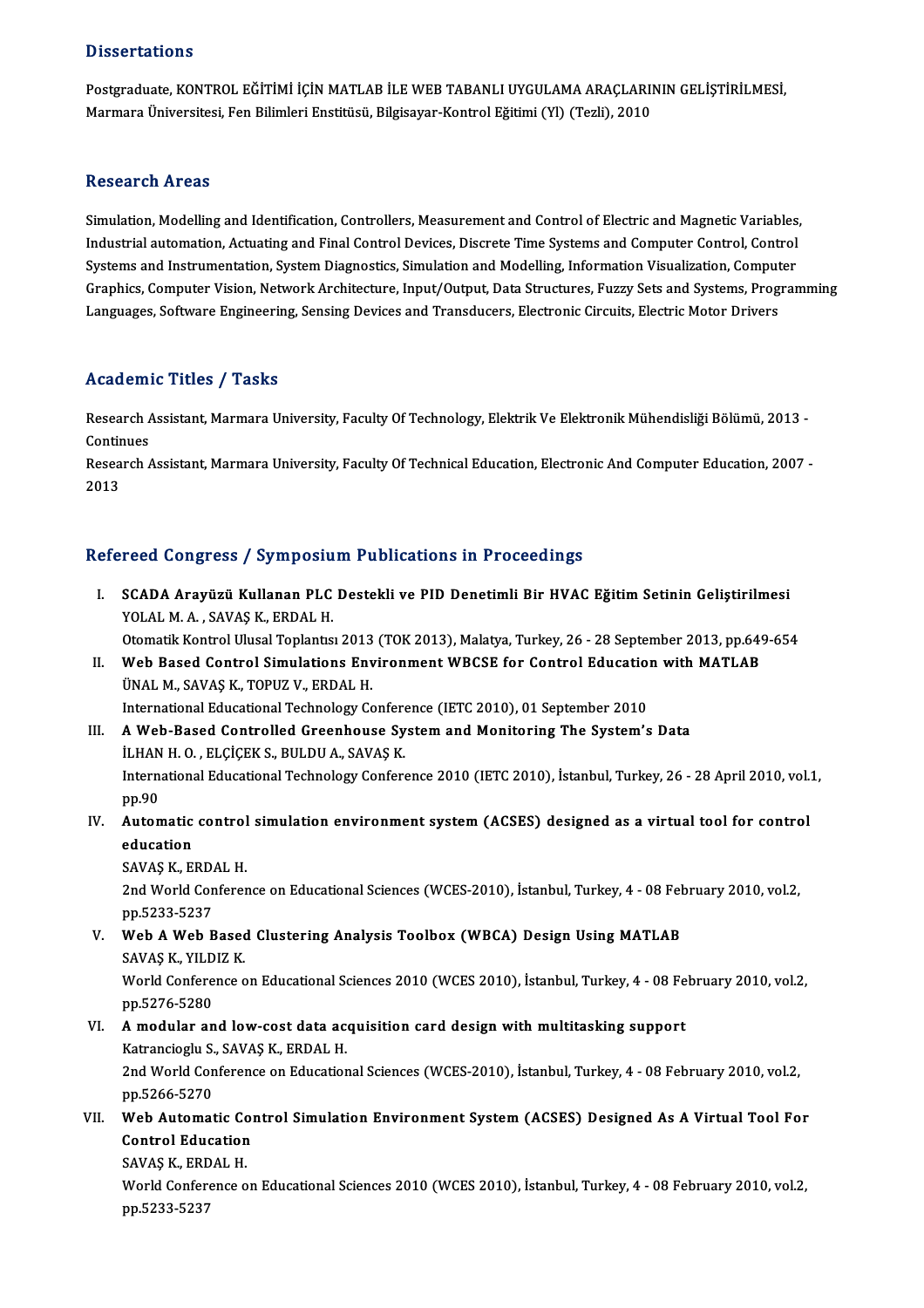## Dissertations

Postgraduate, KONTROL EĞİTİMİ İÇİN MATLAB İLE WEB TABANLI UYGULAMA ARAÇLARININ GELİŞTİRİLMESİ, Marmara Üniversitesi, Fen Bilimleri Enstitüsü, Bilgisayar-Kontrol Eğitimi (Yl) (Tezli), 2010

## Research Areas

Simulation, Modelling and Identification, Controllers, Measurement and Control of Electric and Magnetic Variables, Industrial automation, Actuating and Final Control Devices, Discrete Time Systems and Computer Control, Control Systems and Instrumentation, System Diagnostics, Simulation and Modelling, Information Visualization, Computer Graphics, Computer Vision, Network Architecture, Input/Output, Data Structures, Fuzzy Sets and Systems, Programming Languages, Software Engineering, Sensing Devices and Transducers, Electronic Circuits, Electric Motor Drivers

## Academic Titles / Tasks

Research Assistant, Marmara University, Faculty Of Technology, Elektrik Ve Elektronik Mühendisliği Bölümü, 2013 - Continues

Research Assistant, Marmara University, Faculty Of Technical Education, Electronic And Computer Education, 2007 - 2013

## Refereed Congress / Symposium Publications in Proceedings

I. **SCADA Arayüzü Kullanan PLC Destekli ve PID Denetimli Bir HVAC Eğitim Setinin Geliştirilmesi**
   YOLAL M. A. , SAVAŞ K., ERDAL H.
   Otomatik Kontrol Ulusal Toplantısı 2013 (TOK 2013), Malatya, Turkey, 26 - 28 September 2013, pp.649-654

II. **Web Based Control Simulations Environment WBCSE for Control Education with MATLAB**
   ÜNAL M., SAVAŞ K., TOPUZ V., ERDAL H.
   International Educational Technology Conference (IETC 2010), 01 September 2010

III. **A Web-Based Controlled Greenhouse System and Monitoring The System's Data**
   İLHAN H. O. , ELÇİÇEK S., BULDU A., SAVAŞ K.
   International Educational Technology Conference 2010 (IETC 2010), İstanbul, Turkey, 26 - 28 April 2010, vol.1, pp.90

IV. **Automatic control simulation environment system (ACSES) designed as a virtual tool for control education**
   SAVAŞ K., ERDAL H.
   2nd World Conference on Educational Sciences (WCES-2010), İstanbul, Turkey, 4 - 08 February 2010, vol.2, pp.5233-5237

V. **Web A Web Based Clustering Analysis Toolbox (WBCA) Design Using MATLAB**
   SAVAŞ K., YILDIZ K.
   World Conference on Educational Sciences 2010 (WCES 2010), İstanbul, Turkey, 4 - 08 February 2010, vol.2, pp.5276-5280

VI. **A modular and low-cost data acquisition card design with multitasking support**
   Katrancioglu S., SAVAŞ K., ERDAL H.
   2nd World Conference on Educational Sciences (WCES-2010), İstanbul, Turkey, 4 - 08 February 2010, vol.2, pp.5266-5270

VII. **Web Automatic Control Simulation Environment System (ACSES) Designed As A Virtual Tool For Control Education**
   SAVAŞ K., ERDAL H.
   World Conference on Educational Sciences 2010 (WCES 2010), İstanbul, Turkey, 4 - 08 February 2010, vol.2, pp.5233-5237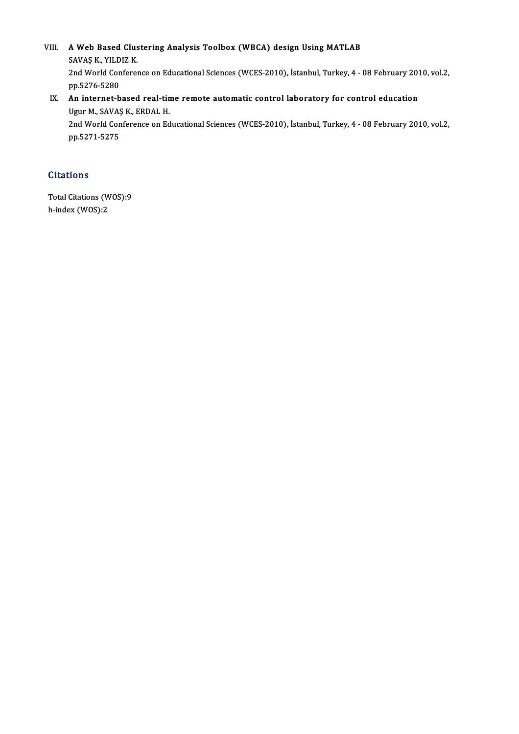VIII. **A Web Based Clustering Analysis Toolbox (WBCA) design Using MATLAB**
SAVAŞ K., YILDIZ K.
2nd World Conference on Educational Sciences (WCES-2010), İstanbul, Turkey, 4 - 08 February 2010, vol.2, pp.5276-5280

IX. **An internet-based real-time remote automatic control laboratory for control education**
Ugur M., SAVAŞ K., ERDAL H.
2nd World Conference on Educational Sciences (WCES-2010), İstanbul, Turkey, 4 - 08 February 2010, vol.2, pp.5271-5275

## Citations

Total Citations (WOS):9
h-index (WOS):2